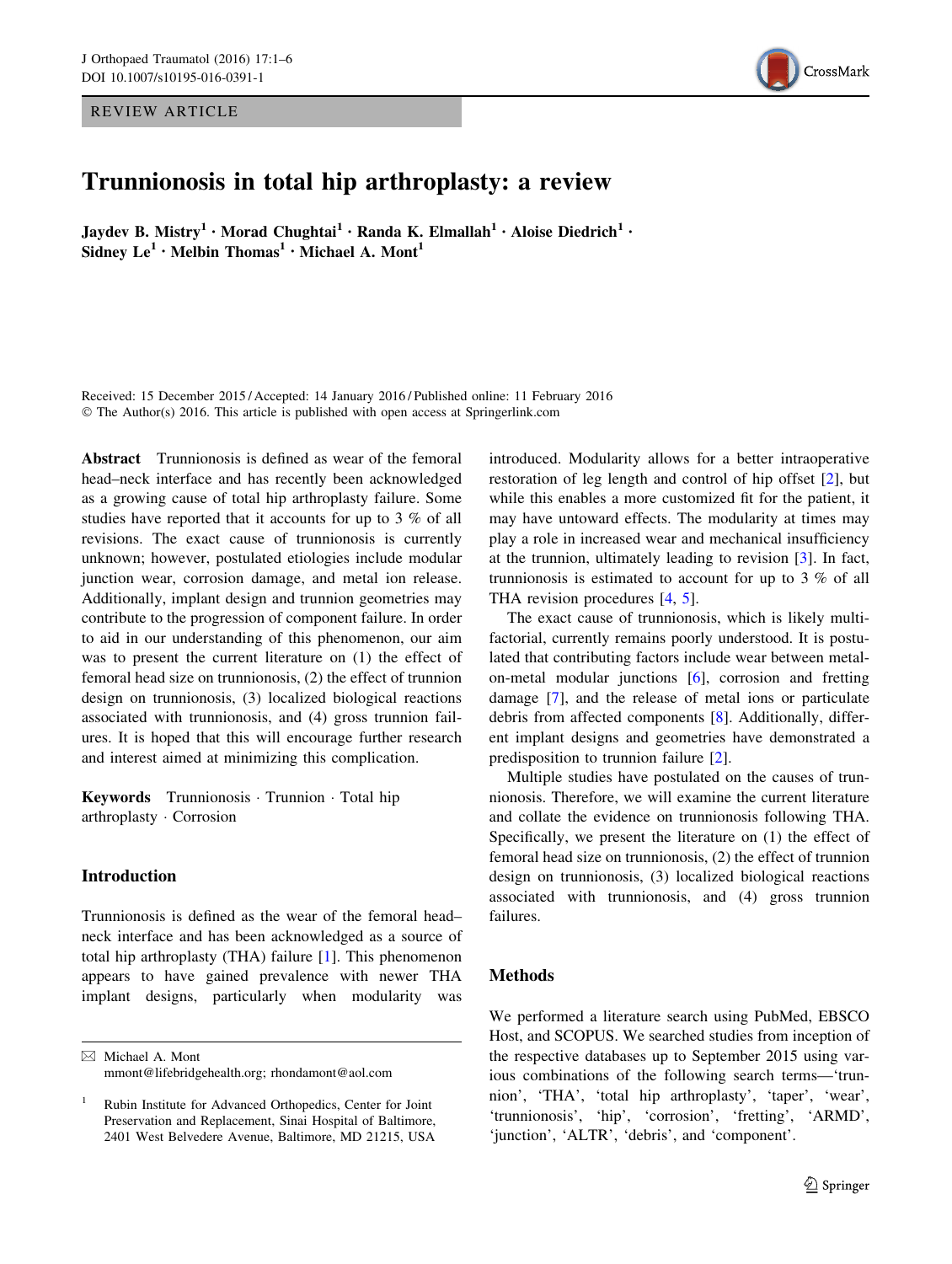REVIEW ARTICLE

# Trunnionosis in total hip arthroplasty: a review

**Jaydev B. Mistry[1] · Morad Chughtai[1] · Randa K. Elmallah[1] · Aloise Diedrich[1] · Sidney Le[1] · Melbin Thomas[1] · Michael A. Mont[1]**

Received: 15 December 2015 / Accepted: 14 January 2016 / Published online: 11 February 2016
© The Author(s) 2016. This article is published with open access at Springerlink.com

**Abstract** Trunnionosis is defined as wear of the femoral head–neck interface and has recently been acknowledged as a growing cause of total hip arthroplasty failure. Some studies have reported that it accounts for up to 3 % of all revisions. The exact cause of trunnionosis is currently unknown; however, postulated etiologies include modular junction wear, corrosion damage, and metal ion release. Additionally, implant design and trunnion geometries may contribute to the progression of component failure. In order to aid in our understanding of this phenomenon, our aim was to present the current literature on (1) the effect of femoral head size on trunnionosis, (2) the effect of trunnion design on trunnionosis, (3) localized biological reactions associated with trunnionosis, and (4) gross trunnion failures. It is hoped that this will encourage further research and interest aimed at minimizing this complication.

**Keywords** Trunnionosis · Trunnion · Total hip arthroplasty · Corrosion

## Introduction

Trunnionosis is defined as the wear of the femoral head–neck interface and has been acknowledged as a source of total hip arthroplasty (THA) failure [1]. This phenomenon appears to have gained prevalence with newer THA implant designs, particularly when modularity was introduced. Modularity allows for a better intraoperative restoration of leg length and control of hip offset [2], but while this enables a more customized fit for the patient, it may have untoward effects. The modularity at times may play a role in increased wear and mechanical insufficiency at the trunnion, ultimately leading to revision [3]. In fact, trunnionosis is estimated to account for up to 3 % of all THA revision procedures [4, 5].

The exact cause of trunnionosis, which is likely multifactorial, currently remains poorly understood. It is postulated that contributing factors include wear between metal-on-metal modular junctions [6], corrosion and fretting damage [7], and the release of metal ions or particulate debris from affected components [8]. Additionally, different implant designs and geometries have demonstrated a predisposition to trunnion failure [2].

Multiple studies have postulated on the causes of trunnionosis. Therefore, we will examine the current literature and collate the evidence on trunnionosis following THA. Specifically, we present the literature on (1) the effect of femoral head size on trunnionosis, (2) the effect of trunnion design on trunnionosis, (3) localized biological reactions associated with trunnionosis, and (4) gross trunnion failures.

## Methods

We performed a literature search using PubMed, EBSCO Host, and SCOPUS. We searched studies from inception of the respective databases up to September 2015 using various combinations of the following search terms—'trunnion', 'THA', 'total hip arthroplasty', 'taper', 'wear', 'trunnionosis', 'hip', 'corrosion', 'fretting', 'ARMD', 'junction', 'ALTR', 'debris', and 'component'.

✉ Michael A. Mont
mmont@lifebridgehealth.org; rhondamont@aol.com

[1] Rubin Institute for Advanced Orthopedics, Center for Joint Preservation and Replacement, Sinai Hospital of Baltimore, 2401 West Belvedere Avenue, Baltimore, MD 21215, USA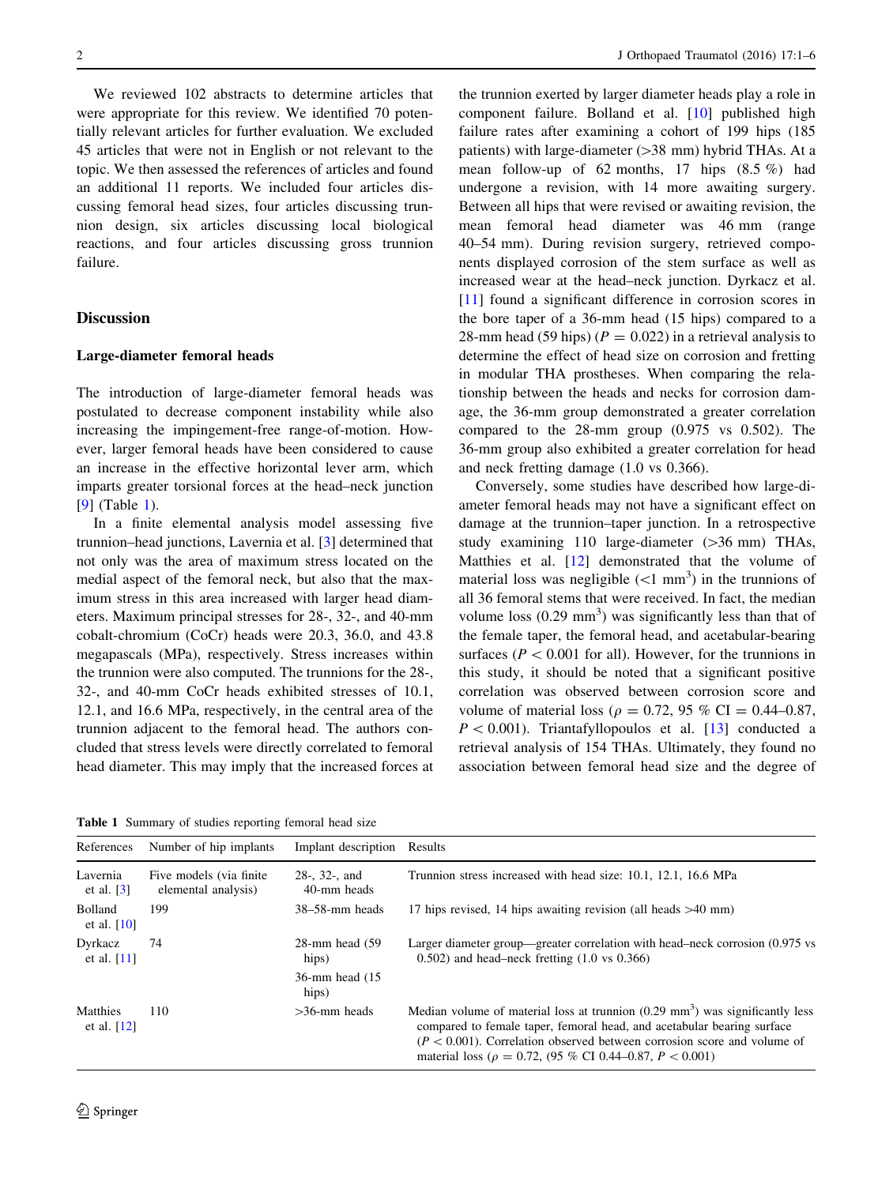We reviewed 102 abstracts to determine articles that were appropriate for this review. We identified 70 potentially relevant articles for further evaluation. We excluded 45 articles that were not in English or not relevant to the topic. We then assessed the references of articles and found an additional 11 reports. We included four articles discussing femoral head sizes, four articles discussing trunnion design, six articles discussing local biological reactions, and four articles discussing gross trunnion failure.

## Discussion

### Large-diameter femoral heads

The introduction of large-diameter femoral heads was postulated to decrease component instability while also increasing the impingement-free range-of-motion. However, larger femoral heads have been considered to cause an increase in the effective horizontal lever arm, which imparts greater torsional forces at the head–neck junction [9] (Table 1).

In a finite elemental analysis model assessing five trunnion–head junctions, Lavernia et al. [3] determined that not only was the area of maximum stress located on the medial aspect of the femoral neck, but also that the maximum stress in this area increased with larger head diameters. Maximum principal stresses for 28-, 32-, and 40-mm cobalt-chromium (CoCr) heads were 20.3, 36.0, and 43.8 megapascals (MPa), respectively. Stress increases within the trunnion were also computed. The trunnions for the 28-, 32-, and 40-mm CoCr heads exhibited stresses of 10.1, 12.1, and 16.6 MPa, respectively, in the central area of the trunnion adjacent to the femoral head. The authors concluded that stress levels were directly correlated to femoral head diameter. This may imply that the increased forces at the trunnion exerted by larger diameter heads play a role in component failure. Bolland et al. [10] published high failure rates after examining a cohort of 199 hips (185 patients) with large-diameter (>38 mm) hybrid THAs. At a mean follow-up of 62 months, 17 hips (8.5 %) had undergone a revision, with 14 more awaiting surgery. Between all hips that were revised or awaiting revision, the mean femoral head diameter was 46 mm (range 40–54 mm). During revision surgery, retrieved components displayed corrosion of the stem surface as well as increased wear at the head–neck junction. Dyrkacz et al. [11] found a significant difference in corrosion scores in the bore taper of a 36-mm head (15 hips) compared to a 28-mm head (59 hips) ($P = 0.022$) in a retrieval analysis to determine the effect of head size on corrosion and fretting in modular THA prostheses. When comparing the relationship between the heads and necks for corrosion damage, the 36-mm group demonstrated a greater correlation compared to the 28-mm group (0.975 vs 0.502). The 36-mm group also exhibited a greater correlation for head and neck fretting damage (1.0 vs 0.366).

Conversely, some studies have described how large-diameter femoral heads may not have a significant effect on damage at the trunnion–taper junction. In a retrospective study examining 110 large-diameter (>36 mm) THAs, Matthies et al. [12] demonstrated that the volume of material loss was negligible (<1 mm$^3$) in the trunnions of all 36 femoral stems that were received. In fact, the median volume loss (0.29 mm$^3$) was significantly less than that of the female taper, the femoral head, and acetabular-bearing surfaces ($P < 0.001$ for all). However, for the trunnions in this study, it should be noted that a significant positive correlation was observed between corrosion score and volume of material loss ($\rho = 0.72$, 95 % CI = 0.44–0.87, $P < 0.001$). Triantafyllopoulos et al. [13] conducted a retrieval analysis of 154 THAs. Ultimately, they found no association between femoral head size and the degree of

**Table 1** Summary of studies reporting femoral head size

| References | Number of hip implants | Implant description | Results |
|---|---|---|---|
| Lavernia et al. [3] | Five models (via finite elemental analysis) | 28-, 32-, and 40-mm heads | Trunnion stress increased with head size: 10.1, 12.1, 16.6 MPa |
| Bolland et al. [10] | 199 | 38–58-mm heads | 17 hips revised, 14 hips awaiting revision (all heads >40 mm) |
| Dyrkacz et al. [11] | 74 | 28-mm head (59 hips) | Larger diameter group—greater correlation with head–neck corrosion (0.975 vs 0.502) and head–neck fretting (1.0 vs 0.366) |
| | | 36-mm head (15 hips) | |
| Matthies et al. [12] | 110 | >36-mm heads | Median volume of material loss at trunnion (0.29 mm$^3$) was significantly less compared to female taper, femoral head, and acetabular bearing surface ($P < 0.001$). Correlation observed between corrosion score and volume of material loss ($\rho = 0.72$, (95 % CI 0.44–0.87, $P < 0.001$) |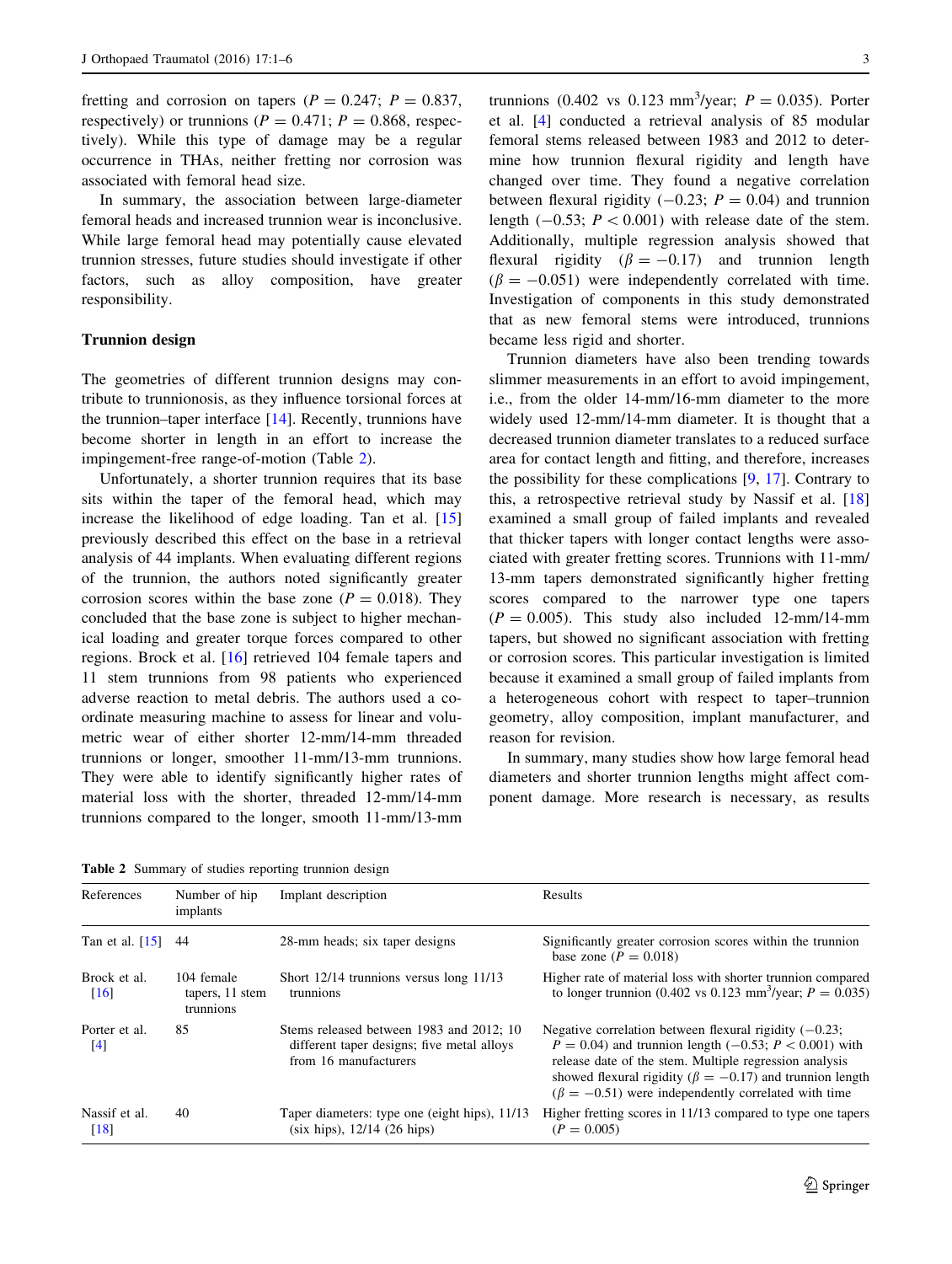fretting and corrosion on tapers ($P = 0.247$; $P = 0.837$, respectively) or trunnions ($P = 0.471$; $P = 0.868$, respectively). While this type of damage may be a regular occurrence in THAs, neither fretting nor corrosion was associated with femoral head size.

In summary, the association between large-diameter femoral heads and increased trunnion wear is inconclusive. While large femoral head may potentially cause elevated trunnion stresses, future studies should investigate if other factors, such as alloy composition, have greater responsibility.

### Trunnion design

The geometries of different trunnion designs may contribute to trunnionosis, as they influence torsional forces at the trunnion–taper interface [14]. Recently, trunnions have become shorter in length in an effort to increase the impingement-free range-of-motion (Table 2).

Unfortunately, a shorter trunnion requires that its base sits within the taper of the femoral head, which may increase the likelihood of edge loading. Tan et al. [15] previously described this effect on the base in a retrieval analysis of 44 implants. When evaluating different regions of the trunnion, the authors noted significantly greater corrosion scores within the base zone ($P = 0.018$). They concluded that the base zone is subject to higher mechanical loading and greater torque forces compared to other regions. Brock et al. [16] retrieved 104 female tapers and 11 stem trunnions from 98 patients who experienced adverse reaction to metal debris. The authors used a co-ordinate measuring machine to assess for linear and volumetric wear of either shorter 12-mm/14-mm threaded trunnions or longer, smoother 11-mm/13-mm trunnions. They were able to identify significantly higher rates of material loss with the shorter, threaded 12-mm/14-mm trunnions compared to the longer, smooth 11-mm/13-mm trunnions (0.402 vs 0.123 mm$^3$/year; $P = 0.035$). Porter et al. [4] conducted a retrieval analysis of 85 modular femoral stems released between 1983 and 2012 to determine how trunnion flexural rigidity and length have changed over time. They found a negative correlation between flexural rigidity ($-0.23$; $P = 0.04$) and trunnion length ($-0.53$; $P < 0.001$) with release date of the stem. Additionally, multiple regression analysis showed that flexural rigidity ($\beta = -0.17$) and trunnion length ($\beta = -0.051$) were independently correlated with time. Investigation of components in this study demonstrated that as new femoral stems were introduced, trunnions became less rigid and shorter.

Trunnion diameters have also been trending towards slimmer measurements in an effort to avoid impingement, i.e., from the older 14-mm/16-mm diameter to the more widely used 12-mm/14-mm diameter. It is thought that a decreased trunnion diameter translates to a reduced surface area for contact length and fitting, and therefore, increases the possibility for these complications [9, 17]. Contrary to this, a retrospective retrieval study by Nassif et al. [18] examined a small group of failed implants and revealed that thicker tapers with longer contact lengths were associated with greater fretting scores. Trunnions with 11-mm/13-mm tapers demonstrated significantly higher fretting scores compared to the narrower type one tapers ($P = 0.005$). This study also included 12-mm/14-mm tapers, but showed no significant association with fretting or corrosion scores. This particular investigation is limited because it examined a small group of failed implants from a heterogeneous cohort with respect to taper–trunnion geometry, alloy composition, implant manufacturer, and reason for revision.

In summary, many studies show how large femoral head diameters and shorter trunnion lengths might affect component damage. More research is necessary, as results

**Table 2** Summary of studies reporting trunnion design

| References | Number of hip implants | Implant description | Results |
|---|---|---|---|
| Tan et al. [15] | 44 | 28-mm heads; six taper designs | Significantly greater corrosion scores within the trunnion base zone ($P = 0.018$) |
| Brock et al. [16] | 104 female tapers, 11 stem trunnions | Short 12/14 trunnions versus long 11/13 trunnions | Higher rate of material loss with shorter trunnion compared to longer trunnion (0.402 vs 0.123 mm$^3$/year; $P = 0.035$) |
| Porter et al. [4] | 85 | Stems released between 1983 and 2012; 10 different taper designs; five metal alloys from 16 manufacturers | Negative correlation between flexural rigidity ($-0.23$; $P = 0.04$) and trunnion length ($-0.53$; $P < 0.001$) with release date of the stem. Multiple regression analysis showed flexural rigidity ($\beta = -0.17$) and trunnion length ($\beta = -0.51$) were independently correlated with time |
| Nassif et al. [18] | 40 | Taper diameters: type one (eight hips), 11/13 (six hips), 12/14 (26 hips) | Higher fretting scores in 11/13 compared to type one tapers ($P = 0.005$) |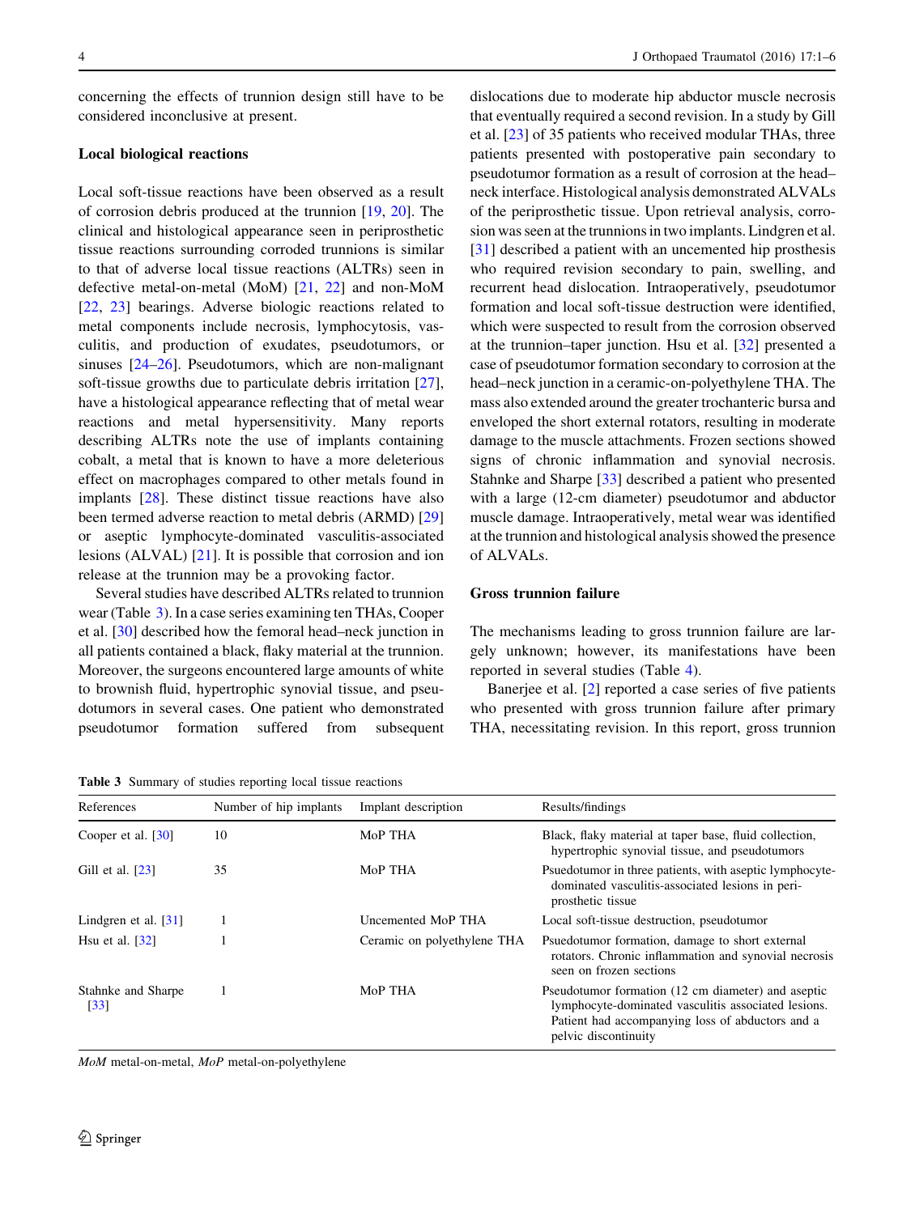concerning the effects of trunnion design still have to be considered inconclusive at present.

### Local biological reactions

Local soft-tissue reactions have been observed as a result of corrosion debris produced at the trunnion [19, 20]. The clinical and histological appearance seen in periprosthetic tissue reactions surrounding corroded trunnions is similar to that of adverse local tissue reactions (ALTRs) seen in defective metal-on-metal (MoM) [21, 22] and non-MoM [22, 23] bearings. Adverse biologic reactions related to metal components include necrosis, lymphocytosis, vasculitis, and production of exudates, pseudotumors, or sinuses [24–26]. Pseudotumors, which are non-malignant soft-tissue growths due to particulate debris irritation [27], have a histological appearance reflecting that of metal wear reactions and metal hypersensitivity. Many reports describing ALTRs note the use of implants containing cobalt, a metal that is known to have a more deleterious effect on macrophages compared to other metals found in implants [28]. These distinct tissue reactions have also been termed adverse reaction to metal debris (ARMD) [29] or aseptic lymphocyte-dominated vasculitis-associated lesions (ALVAL) [21]. It is possible that corrosion and ion release at the trunnion may be a provoking factor.

Several studies have described ALTRs related to trunnion wear (Table 3). In a case series examining ten THAs, Cooper et al. [30] described how the femoral head–neck junction in all patients contained a black, flaky material at the trunnion. Moreover, the surgeons encountered large amounts of white to brownish fluid, hypertrophic synovial tissue, and pseudotumors in several cases. One patient who demonstrated pseudotumor formation suffered from subsequent dislocations due to moderate hip abductor muscle necrosis that eventually required a second revision. In a study by Gill et al. [23] of 35 patients who received modular THAs, three patients presented with postoperative pain secondary to pseudotumor formation as a result of corrosion at the head–neck interface. Histological analysis demonstrated ALVALs of the periprosthetic tissue. Upon retrieval analysis, corrosion was seen at the trunnions in two implants. Lindgren et al. [31] described a patient with an uncemented hip prosthesis who required revision secondary to pain, swelling, and recurrent head dislocation. Intraoperatively, pseudotumor formation and local soft-tissue destruction were identified, which were suspected to result from the corrosion observed at the trunnion–taper junction. Hsu et al. [32] presented a case of pseudotumor formation secondary to corrosion at the head–neck junction in a ceramic-on-polyethylene THA. The mass also extended around the greater trochanteric bursa and enveloped the short external rotators, resulting in moderate damage to the muscle attachments. Frozen sections showed signs of chronic inflammation and synovial necrosis. Stahnke and Sharpe [33] described a patient who presented with a large (12-cm diameter) pseudotumor and abductor muscle damage. Intraoperatively, metal wear was identified at the trunnion and histological analysis showed the presence of ALVALs.

### Gross trunnion failure

The mechanisms leading to gross trunnion failure are largely unknown; however, its manifestations have been reported in several studies (Table 4).

Banerjee et al. [2] reported a case series of five patients who presented with gross trunnion failure after primary THA, necessitating revision. In this report, gross trunnion

**Table 3** Summary of studies reporting local tissue reactions

| References | Number of hip implants | Implant description | Results/findings |
|---|---|---|---|
| Cooper et al. [30] | 10 | MoP THA | Black, flaky material at taper base, fluid collection, hypertrophic synovial tissue, and pseudotumors |
| Gill et al. [23] | 35 | MoP THA | Psuedotumor in three patients, with aseptic lymphocyte-dominated vasculitis-associated lesions in peri-prosthetic tissue |
| Lindgren et al. [31] | 1 | Uncemented MoP THA | Local soft-tissue destruction, pseudotumor |
| Hsu et al. [32] | 1 | Ceramic on polyethylene THA | Psuedotumor formation, damage to short external rotators. Chronic inflammation and synovial necrosis seen on frozen sections |
| Stahnke and Sharpe [33] | 1 | MoP THA | Pseudotumor formation (12 cm diameter) and aseptic lymphocyte-dominated vasculitis associated lesions. Patient had accompanying loss of abductors and a pelvic discontinuity |

*MoM* metal-on-metal, *MoP* metal-on-polyethylene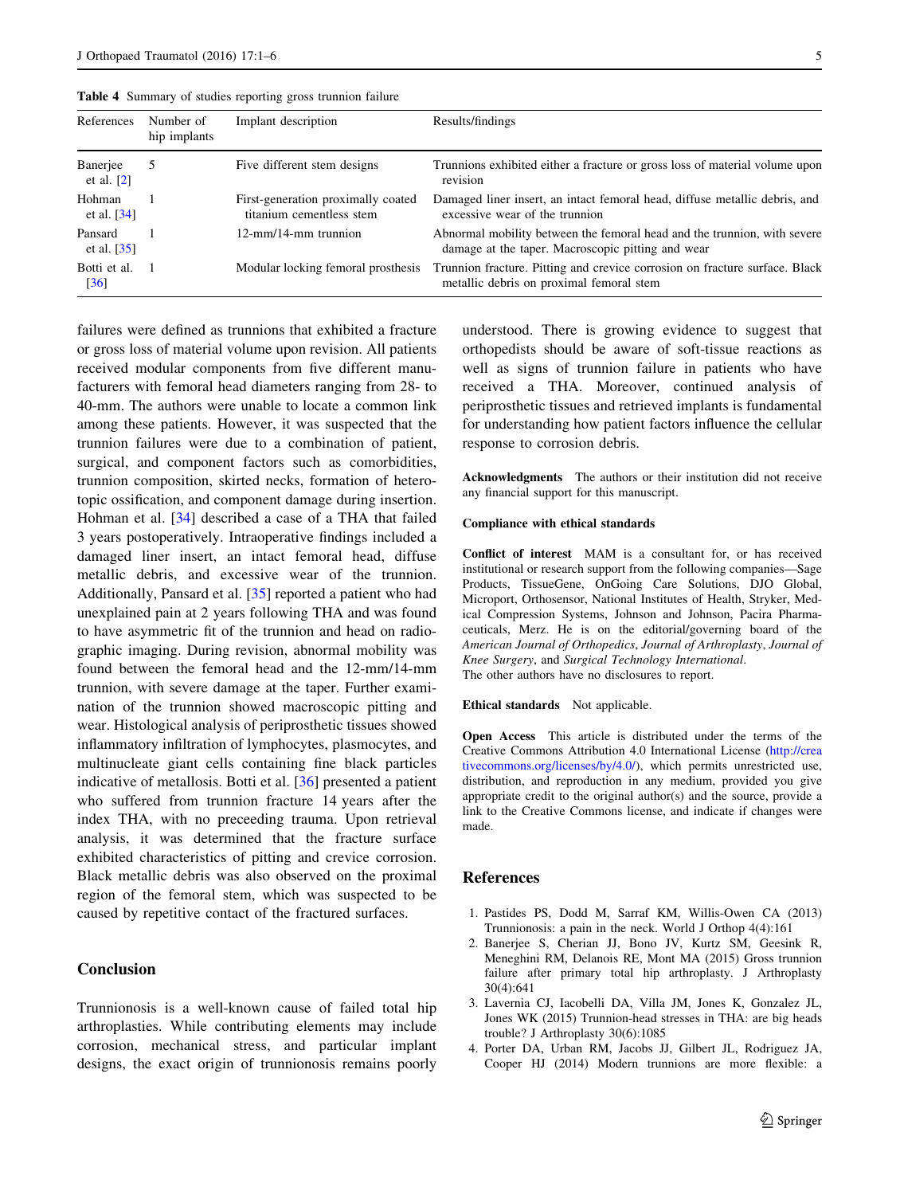**Table 4** Summary of studies reporting gross trunnion failure

| References | Number of hip implants | Implant description | Results/findings |
|---|---|---|---|
| Banerjee et al. [2] | 5 | Five different stem designs | Trunnions exhibited either a fracture or gross loss of material volume upon revision |
| Hohman et al. [34] | 1 | First-generation proximally coated titanium cementless stem | Damaged liner insert, an intact femoral head, diffuse metallic debris, and excessive wear of the trunnion |
| Pansard et al. [35] | 1 | 12-mm/14-mm trunnion | Abnormal mobility between the femoral head and the trunnion, with severe damage at the taper. Macroscopic pitting and wear |
| Botti et al. [36] | 1 | Modular locking femoral prosthesis | Trunnion fracture. Pitting and crevice corrosion on fracture surface. Black metallic debris on proximal femoral stem |

failures were defined as trunnions that exhibited a fracture or gross loss of material volume upon revision. All patients received modular components from five different manufacturers with femoral head diameters ranging from 28- to 40-mm. The authors were unable to locate a common link among these patients. However, it was suspected that the trunnion failures were due to a combination of patient, surgical, and component factors such as comorbidities, trunnion composition, skirted necks, formation of heterotopic ossification, and component damage during insertion. Hohman et al. [34] described a case of a THA that failed 3 years postoperatively. Intraoperative findings included a damaged liner insert, an intact femoral head, diffuse metallic debris, and excessive wear of the trunnion. Additionally, Pansard et al. [35] reported a patient who had unexplained pain at 2 years following THA and was found to have asymmetric fit of the trunnion and head on radiographic imaging. During revision, abnormal mobility was found between the femoral head and the 12-mm/14-mm trunnion, with severe damage at the taper. Further examination of the trunnion showed macroscopic pitting and wear. Histological analysis of periprosthetic tissues showed inflammatory infiltration of lymphocytes, plasmocytes, and multinucleate giant cells containing fine black particles indicative of metallosis. Botti et al. [36] presented a patient who suffered from trunnion fracture 14 years after the index THA, with no preceeding trauma. Upon retrieval analysis, it was determined that the fracture surface exhibited characteristics of pitting and crevice corrosion. Black metallic debris was also observed on the proximal region of the femoral stem, which was suspected to be caused by repetitive contact of the fractured surfaces.

## Conclusion

Trunnionosis is a well-known cause of failed total hip arthroplasties. While contributing elements may include corrosion, mechanical stress, and particular implant designs, the exact origin of trunnionosis remains poorly understood. There is growing evidence to suggest that orthopedists should be aware of soft-tissue reactions as well as signs of trunnion failure in patients who have received a THA. Moreover, continued analysis of periprosthetic tissues and retrieved implants is fundamental for understanding how patient factors influence the cellular response to corrosion debris.

**Acknowledgments** The authors or their institution did not receive any financial support for this manuscript.

**Compliance with ethical standards**

**Conflict of interest** MAM is a consultant for, or has received institutional or research support from the following companies—Sage Products, TissueGene, OnGoing Care Solutions, DJO Global, Microport, Orthosensor, National Institutes of Health, Stryker, Medical Compression Systems, Johnson and Johnson, Pacira Pharmaceuticals, Merz. He is on the editorial/governing board of the *American Journal of Orthopedics*, *Journal of Arthroplasty*, *Journal of Knee Surgery*, and *Surgical Technology International*.
The other authors have no disclosures to report.

**Ethical standards** Not applicable.

**Open Access** This article is distributed under the terms of the Creative Commons Attribution 4.0 International License (http://creativecommons.org/licenses/by/4.0/), which permits unrestricted use, distribution, and reproduction in any medium, provided you give appropriate credit to the original author(s) and the source, provide a link to the Creative Commons license, and indicate if changes were made.

## References

1. Pastides PS, Dodd M, Sarraf KM, Willis-Owen CA (2013) Trunnionosis: a pain in the neck. World J Orthop 4(4):161
2. Banerjee S, Cherian JJ, Bono JV, Kurtz SM, Geesink R, Meneghini RM, Delanois RE, Mont MA (2015) Gross trunnion failure after primary total hip arthroplasty. J Arthroplasty 30(4):641
3. Lavernia CJ, Iacobelli DA, Villa JM, Jones K, Gonzalez JL, Jones WK (2015) Trunnion-head stresses in THA: are big heads trouble? J Arthroplasty 30(6):1085
4. Porter DA, Urban RM, Jacobs JJ, Gilbert JL, Rodriguez JA, Cooper HJ (2014) Modern trunnions are more flexible: a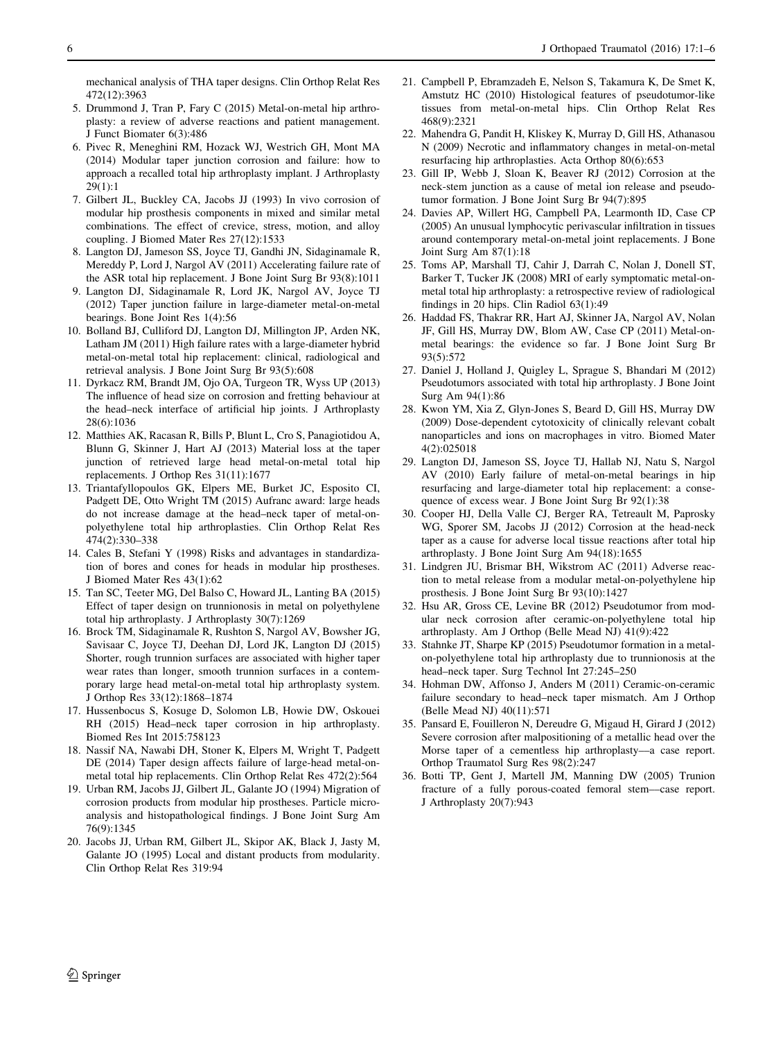mechanical analysis of THA taper designs. Clin Orthop Relat Res 472(12):3963

5. Drummond J, Tran P, Fary C (2015) Metal-on-metal hip arthroplasty: a review of adverse reactions and patient management. J Funct Biomater 6(3):486
6. Pivec R, Meneghini RM, Hozack WJ, Westrich GH, Mont MA (2014) Modular taper junction corrosion and failure: how to approach a recalled total hip arthroplasty implant. J Arthroplasty 29(1):1
7. Gilbert JL, Buckley CA, Jacobs JJ (1993) In vivo corrosion of modular hip prosthesis components in mixed and similar metal combinations. The effect of crevice, stress, motion, and alloy coupling. J Biomed Mater Res 27(12):1533
8. Langton DJ, Jameson SS, Joyce TJ, Gandhi JN, Sidaginamale R, Mereddy P, Lord J, Nargol AV (2011) Accelerating failure rate of the ASR total hip replacement. J Bone Joint Surg Br 93(8):1011
9. Langton DJ, Sidaginamale R, Lord JK, Nargol AV, Joyce TJ (2012) Taper junction failure in large-diameter metal-on-metal bearings. Bone Joint Res 1(4):56
10. Bolland BJ, Culliford DJ, Langton DJ, Millington JP, Arden NK, Latham JM (2011) High failure rates with a large-diameter hybrid metal-on-metal total hip replacement: clinical, radiological and retrieval analysis. J Bone Joint Surg Br 93(5):608
11. Dyrkacz RM, Brandt JM, Ojo OA, Turgeon TR, Wyss UP (2013) The influence of head size on corrosion and fretting behaviour at the head–neck interface of artificial hip joints. J Arthroplasty 28(6):1036
12. Matthies AK, Racasan R, Bills P, Blunt L, Cro S, Panagiotidou A, Blunn G, Skinner J, Hart AJ (2013) Material loss at the taper junction of retrieved large head metal-on-metal total hip replacements. J Orthop Res 31(11):1677
13. Triantafyllopoulos GK, Elpers ME, Burket JC, Esposito CI, Padgett DE, Otto Wright TM (2015) Aufranc award: large heads do not increase damage at the head–neck taper of metal-on-polyethylene total hip arthroplasties. Clin Orthop Relat Res 474(2):330–338
14. Cales B, Stefani Y (1998) Risks and advantages in standardization of bores and cones for heads in modular hip prostheses. J Biomed Mater Res 43(1):62
15. Tan SC, Teeter MG, Del Balso C, Howard JL, Lanting BA (2015) Effect of taper design on trunnionosis in metal on polyethylene total hip arthroplasty. J Arthroplasty 30(7):1269
16. Brock TM, Sidaginamale R, Rushton S, Nargol AV, Bowsher JG, Savisaar C, Joyce TJ, Deehan DJ, Lord JK, Langton DJ (2015) Shorter, rough trunnion surfaces are associated with higher taper wear rates than longer, smooth trunnion surfaces in a contemporary large head metal-on-metal total hip arthroplasty system. J Orthop Res 33(12):1868–1874
17. Hussenbocus S, Kosuge D, Solomon LB, Howie DW, Oskouei RH (2015) Head–neck taper corrosion in hip arthroplasty. Biomed Res Int 2015:758123
18. Nassif NA, Nawabi DH, Stoner K, Elpers M, Wright T, Padgett DE (2014) Taper design affects failure of large-head metal-on-metal total hip replacements. Clin Orthop Relat Res 472(2):564
19. Urban RM, Jacobs JJ, Gilbert JL, Galante JO (1994) Migration of corrosion products from modular hip prostheses. Particle microanalysis and histopathological findings. J Bone Joint Surg Am 76(9):1345
20. Jacobs JJ, Urban RM, Gilbert JL, Skipor AK, Black J, Jasty M, Galante JO (1995) Local and distant products from modularity. Clin Orthop Relat Res 319:94
21. Campbell P, Ebramzadeh E, Nelson S, Takamura K, De Smet K, Amstutz HC (2010) Histological features of pseudotumor-like tissues from metal-on-metal hips. Clin Orthop Relat Res 468(9):2321
22. Mahendra G, Pandit H, Kliskey K, Murray D, Gill HS, Athanasou N (2009) Necrotic and inflammatory changes in metal-on-metal resurfacing hip arthroplasties. Acta Orthop 80(6):653
23. Gill IP, Webb J, Sloan K, Beaver RJ (2012) Corrosion at the neck-stem junction as a cause of metal ion release and pseudotumor formation. J Bone Joint Surg Br 94(7):895
24. Davies AP, Willert HG, Campbell PA, Learmonth ID, Case CP (2005) An unusual lymphocytic perivascular infiltration in tissues around contemporary metal-on-metal joint replacements. J Bone Joint Surg Am 87(1):18
25. Toms AP, Marshall TJ, Cahir J, Darrah C, Nolan J, Donell ST, Barker T, Tucker JK (2008) MRI of early symptomatic metal-on-metal total hip arthroplasty: a retrospective review of radiological findings in 20 hips. Clin Radiol 63(1):49
26. Haddad FS, Thakrar RR, Hart AJ, Skinner JA, Nargol AV, Nolan JF, Gill HS, Murray DW, Blom AW, Case CP (2011) Metal-on-metal bearings: the evidence so far. J Bone Joint Surg Br 93(5):572
27. Daniel J, Holland J, Quigley L, Sprague S, Bhandari M (2012) Pseudotumors associated with total hip arthroplasty. J Bone Joint Surg Am 94(1):86
28. Kwon YM, Xia Z, Glyn-Jones S, Beard D, Gill HS, Murray DW (2009) Dose-dependent cytotoxicity of clinically relevant cobalt nanoparticles and ions on macrophages in vitro. Biomed Mater 4(2):025018
29. Langton DJ, Jameson SS, Joyce TJ, Hallab NJ, Natu S, Nargol AV (2010) Early failure of metal-on-metal bearings in hip resurfacing and large-diameter total hip replacement: a consequence of excess wear. J Bone Joint Surg Br 92(1):38
30. Cooper HJ, Della Valle CJ, Berger RA, Tetreault M, Paprosky WG, Sporer SM, Jacobs JJ (2012) Corrosion at the head-neck taper as a cause for adverse local tissue reactions after total hip arthroplasty. J Bone Joint Surg Am 94(18):1655
31. Lindgren JU, Brismar BH, Wikstrom AC (2011) Adverse reaction to metal release from a modular metal-on-polyethylene hip prosthesis. J Bone Joint Surg Br 93(10):1427
32. Hsu AR, Gross CE, Levine BR (2012) Pseudotumor from modular neck corrosion after ceramic-on-polyethylene total hip arthroplasty. Am J Orthop (Belle Mead NJ) 41(9):422
33. Stahnke JT, Sharpe KP (2015) Pseudotumor formation in a metal-on-polyethylene total hip arthroplasty due to trunnionosis at the head–neck taper. Surg Technol Int 27:245–250
34. Hohman DW, Affonso J, Anders M (2011) Ceramic-on-ceramic failure secondary to head–neck taper mismatch. Am J Orthop (Belle Mead NJ) 40(11):571
35. Pansard E, Fouilleron N, Dereudre G, Migaud H, Girard J (2012) Severe corrosion after malpositioning of a metallic head over the Morse taper of a cementless hip arthroplasty—a case report. Orthop Traumatol Surg Res 98(2):247
36. Botti TP, Gent J, Martell JM, Manning DW (2005) Trunion fracture of a fully porous-coated femoral stem—case report. J Arthroplasty 20(7):943